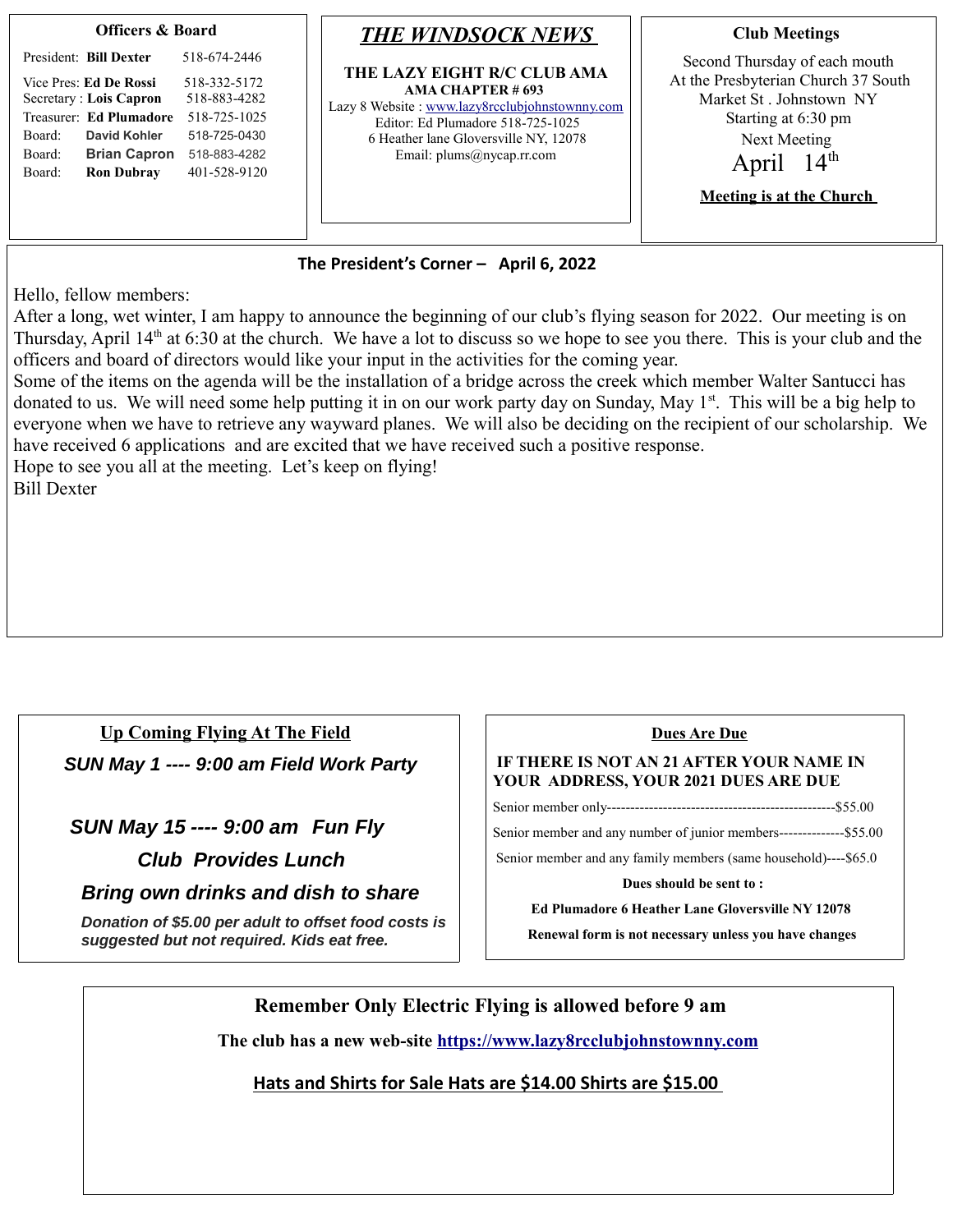**Officers & Board**

| | | |
|---|---|---|
| President: | **Bill Dexter** | 518-674-2446 |
| Vice Pres: | **Ed De Rossi** | 518-332-5172 |
| Secretary : | **Lois Capron** | 518-883-4282 |
| Treasurer: | **Ed Plumadore** | 518-725-1025 |
| Board: | **David Kohler** | 518-725-0430 |
| Board: | **Brian Capron** | 518-883-4282 |
| Board: | **Ron Dubray** | 401-528-9120 |

# *THE WINDSOCK NEWS*

**THE LAZY EIGHT R/C CLUB AMA**
**AMA CHAPTER # 693**
Lazy 8 Website : www.lazy8rcclubjohnstownny.com
Editor: Ed Plumadore 518-725-1025
6 Heather lane Gloversville NY, 12078
Email: plums@nycap.rr.com

**Club Meetings**

Second Thursday of each mouth
At the Presbyterian Church 37 South Market St . Johnstown NY
Starting at 6:30 pm
Next Meeting
April 14th

**Meeting is at the Church**

## The President's Corner – April 6, 2022

Hello, fellow members:

After a long, wet winter, I am happy to announce the beginning of our club's flying season for 2022. Our meeting is on Thursday, April 14th at 6:30 at the church. We have a lot to discuss so we hope to see you there. This is your club and the officers and board of directors would like your input in the activities for the coming year.

Some of the items on the agenda will be the installation of a bridge across the creek which member Walter Santucci has donated to us. We will need some help putting it in on our work party day on Sunday, May 1st. This will be a big help to everyone when we have to retrieve any wayward planes. We will also be deciding on the recipient of our scholarship. We have received 6 applications and are excited that we have received such a positive response.

Hope to see you all at the meeting. Let's keep on flying!

Bill Dexter

**Up Coming Flying At The Field**

***SUN May 1 ---- 9:00 am Field Work Party***

***SUN May 15 ---- 9:00 am Fun Fly***

***Club Provides Lunch***

***Bring own drinks and dish to share***

***Donation of $5.00 per adult to offset food costs is suggested but not required. Kids eat free.***

**Dues Are Due**

**IF THERE IS NOT AN 21 AFTER YOUR NAME IN YOUR ADDRESS, YOUR 2021 DUES ARE DUE**

Senior member only-------------------------------------------------$55.00

Senior member and any number of junior members--------------$55.00

Senior member and any family members (same household)----$65.0

**Dues should be sent to :**

**Ed Plumadore 6 Heather Lane Gloversville NY 12078**

**Renewal form is not necessary unless you have changes**

**Remember Only Electric Flying is allowed before 9 am**

**The club has a new web-site https://www.lazy8rcclubjohnstownny.com**

**Hats and Shirts for Sale Hats are $14.00 Shirts are $15.00**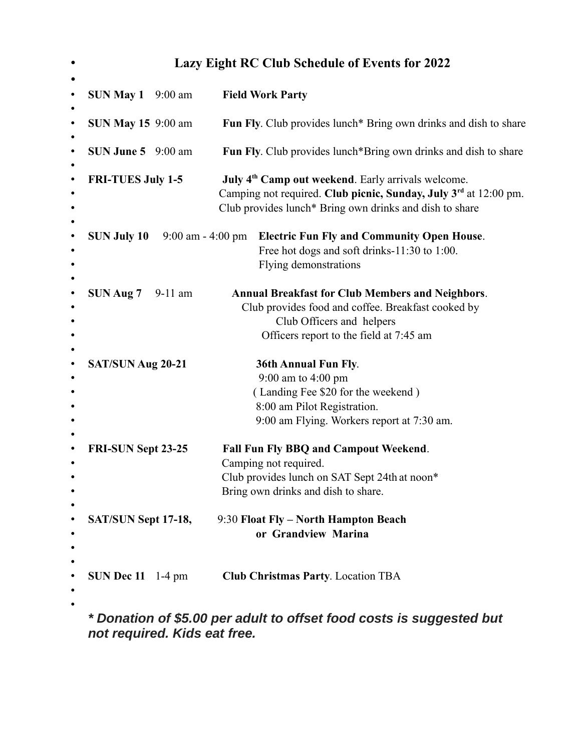## Lazy Eight RC Club Schedule of Events for 2022

**SUN May 1** 9:00 am **Field Work Party**

**SUN May 15** 9:00 am **Fun Fly**. Club provides lunch* Bring own drinks and dish to share

**SUN June 5** 9:00 am **Fun Fly**. Club provides lunch*Bring own drinks and dish to share

**FRI-TUES July 1-5** **July 4th Camp out weekend**. Early arrivals welcome.
Camping not required. **Club picnic, Sunday, July 3rd** at 12:00 pm.
Club provides lunch* Bring own drinks and dish to share

**SUN July 10** 9:00 am - 4:00 pm **Electric Fun Fly and Community Open House**.
Free hot dogs and soft drinks-11:30 to 1:00.
Flying demonstrations

**SUN Aug 7** 9-11 am **Annual Breakfast for Club Members and Neighbors**.
Club provides food and coffee. Breakfast cooked by
Club Officers and helpers
Officers report to the field at 7:45 am

**SAT/SUN Aug 20-21** **36th Annual Fun Fly**.
9:00 am to 4:00 pm
( Landing Fee $20 for the weekend )
8:00 am Pilot Registration.
9:00 am Flying. Workers report at 7:30 am.

**FRI-SUN Sept 23-25** **Fall Fun Fly BBQ and Campout Weekend**.
Camping not required.
Club provides lunch on SAT Sept 24th at noon*
Bring own drinks and dish to share.

**SAT/SUN Sept 17-18,** 9:30 **Float Fly – North Hampton Beach**
**or Grandview Marina**

**SUN Dec 11** 1-4 pm **Club Christmas Party**. Location TBA

***Donation of $5.00 per adult to offset food costs is suggested but not required. Kids eat free.***